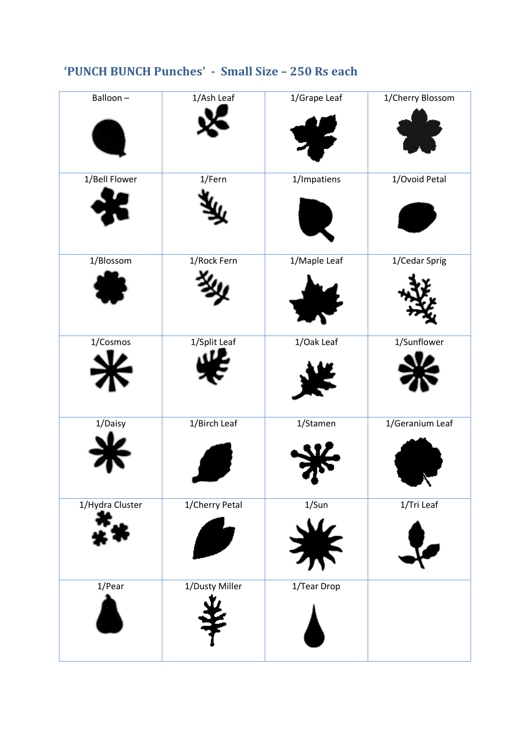## ‘PUNCH BUNCH Punches’ - Small Size – 250 Rs each

| | | | |
|---|---|---|---|
| Balloon – | 1/Ash Leaf | 1/Grape Leaf | 1/Cherry Blossom |
| 1/Bell Flower | 1/Fern | 1/Impatiens | 1/Ovoid Petal |
| 1/Blossom | 1/Rock Fern | 1/Maple Leaf | 1/Cedar Sprig |
| 1/Cosmos | 1/Split Leaf | 1/Oak Leaf | 1/Sunflower |
| 1/Daisy | 1/Birch Leaf | 1/Stamen | 1/Geranium Leaf |
| 1/Hydra Cluster | 1/Cherry Petal | 1/Sun | 1/Tri Leaf |
| 1/Pear | 1/Dusty Miller | 1/Tear Drop | |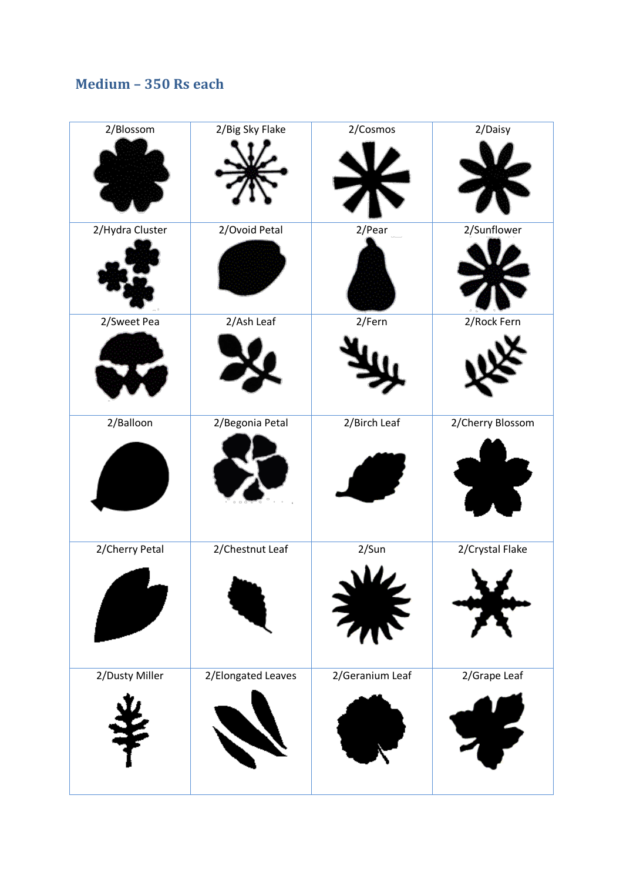## Medium – 350 Rs each

| 2/Blossom | 2/Big Sky Flake | 2/Cosmos | 2/Daisy |
|---|---|---|---|
| 2/Hydra Cluster | 2/Ovoid Petal | 2/Pear | 2/Sunflower |
| 2/Sweet Pea | 2/Ash Leaf | 2/Fern | 2/Rock Fern |
| 2/Balloon | 2/Begonia Petal | 2/Birch Leaf | 2/Cherry Blossom |
| 2/Cherry Petal | 2/Chestnut Leaf | 2/Sun | 2/Crystal Flake |
| 2/Dusty Miller | 2/Elongated Leaves | 2/Geranium Leaf | 2/Grape Leaf |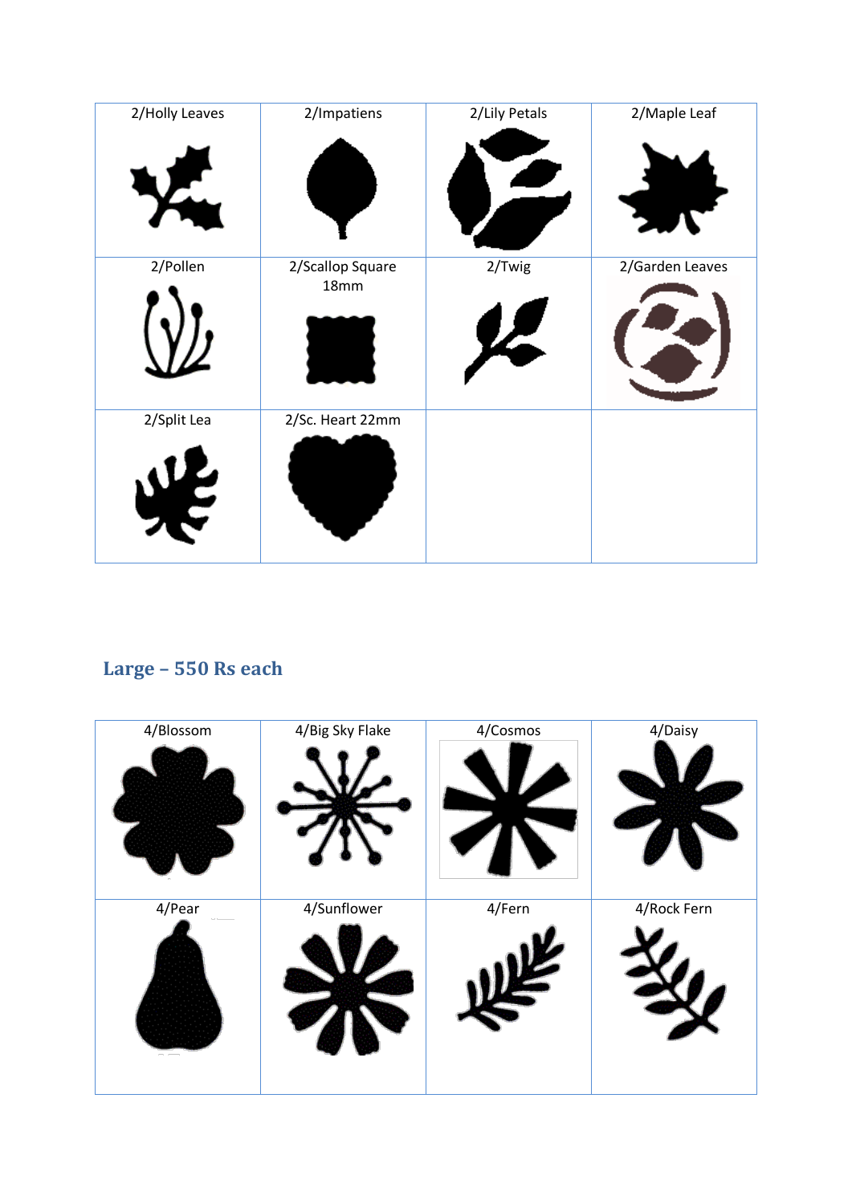| 2/Holly Leaves | 2/Impatiens | 2/Lily Petals | 2/Maple Leaf |
|---|---|---|---|
| 2/Pollen | 2/Scallop Square 18mm | 2/Twig | 2/Garden Leaves |
| 2/Split Lea | 2/Sc. Heart 22mm | | |

## Large – 550 Rs each

| 4/Blossom | 4/Big Sky Flake | 4/Cosmos | 4/Daisy |
|---|---|---|---|
| 4/Pear | 4/Sunflower | 4/Fern | 4/Rock Fern |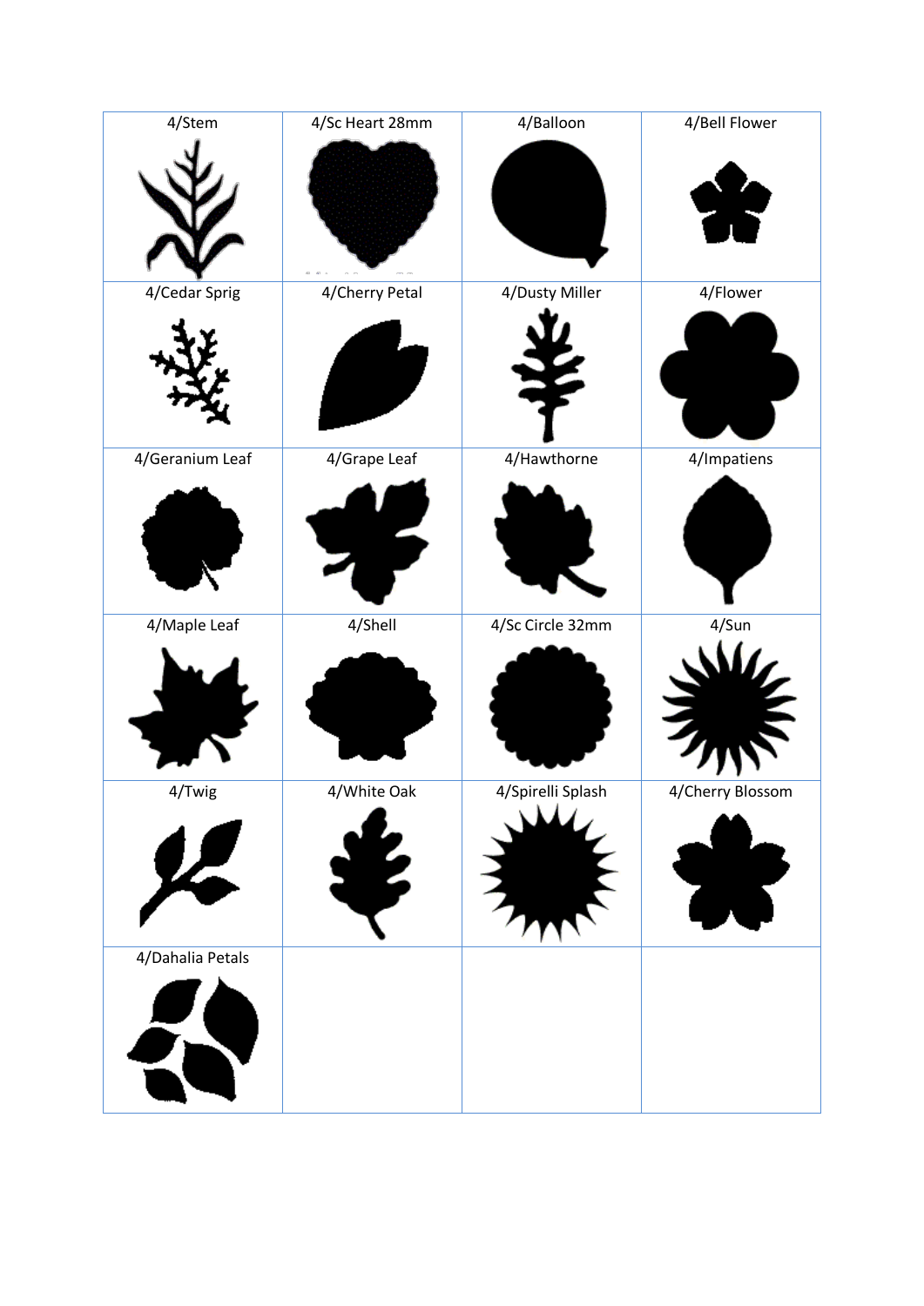| 4/Stem | 4/Sc Heart 28mm | 4/Balloon | 4/Bell Flower |
|---|---|---|---|
| 4/Cedar Sprig | 4/Cherry Petal | 4/Dusty Miller | 4/Flower |
| 4/Geranium Leaf | 4/Grape Leaf | 4/Hawthorne | 4/Impatiens |
| 4/Maple Leaf | 4/Shell | 4/Sc Circle 32mm | 4/Sun |
| 4/Twig | 4/White Oak | 4/Spirelli Splash | 4/Cherry Blossom |
| 4/Dahalia Petals | | | |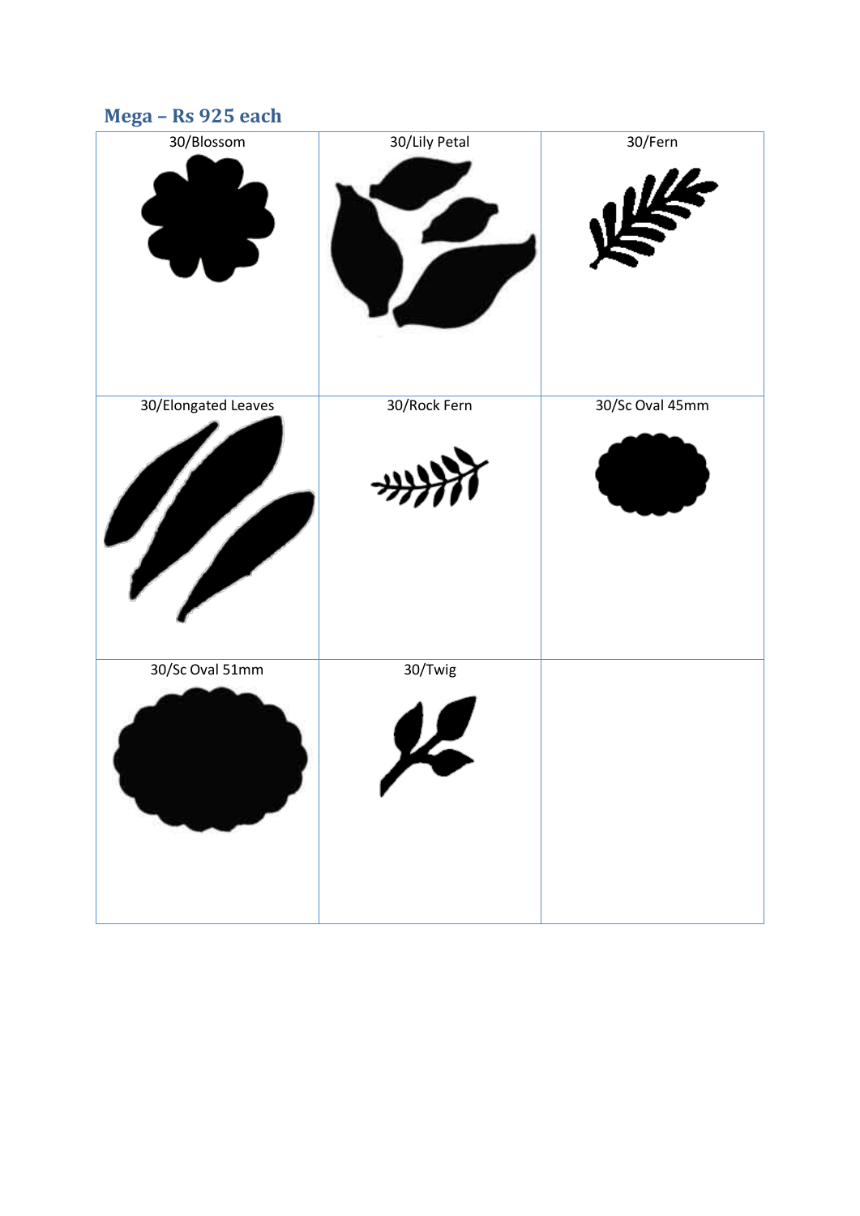## Mega – Rs 925 each

| 30/Blossom | 30/Lily Petal | 30/Fern |
|---|---|---|
| 30/Elongated Leaves | 30/Rock Fern | 30/Sc Oval 45mm |
| 30/Sc Oval 51mm | 30/Twig | |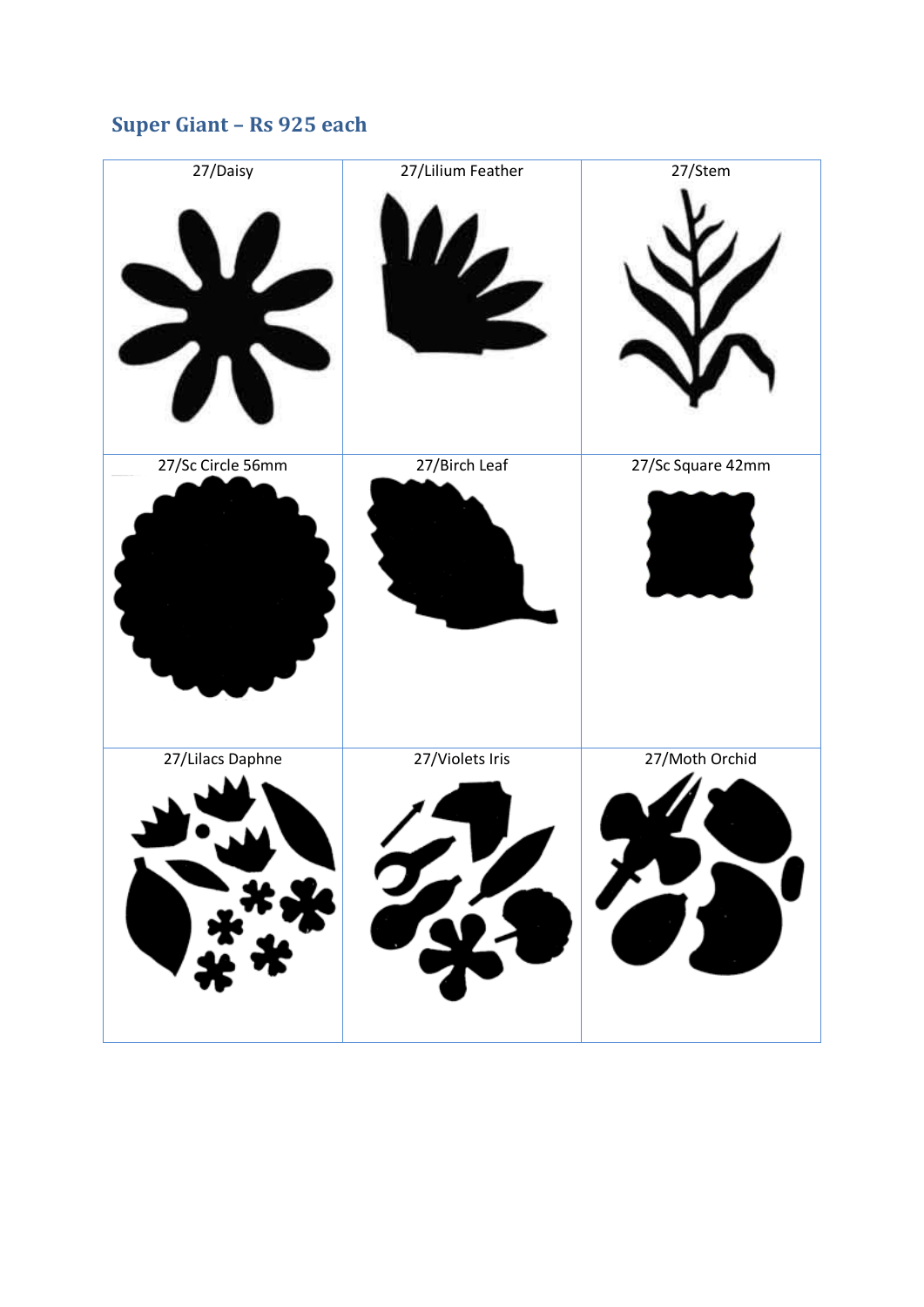## Super Giant – Rs 925 each

| 27/Daisy | 27/Lilium Feather | 27/Stem |
|---|---|---|
| 27/Sc Circle 56mm | 27/Birch Leaf | 27/Sc Square 42mm |
| 27/Lilacs Daphne | 27/Violets Iris | 27/Moth Orchid |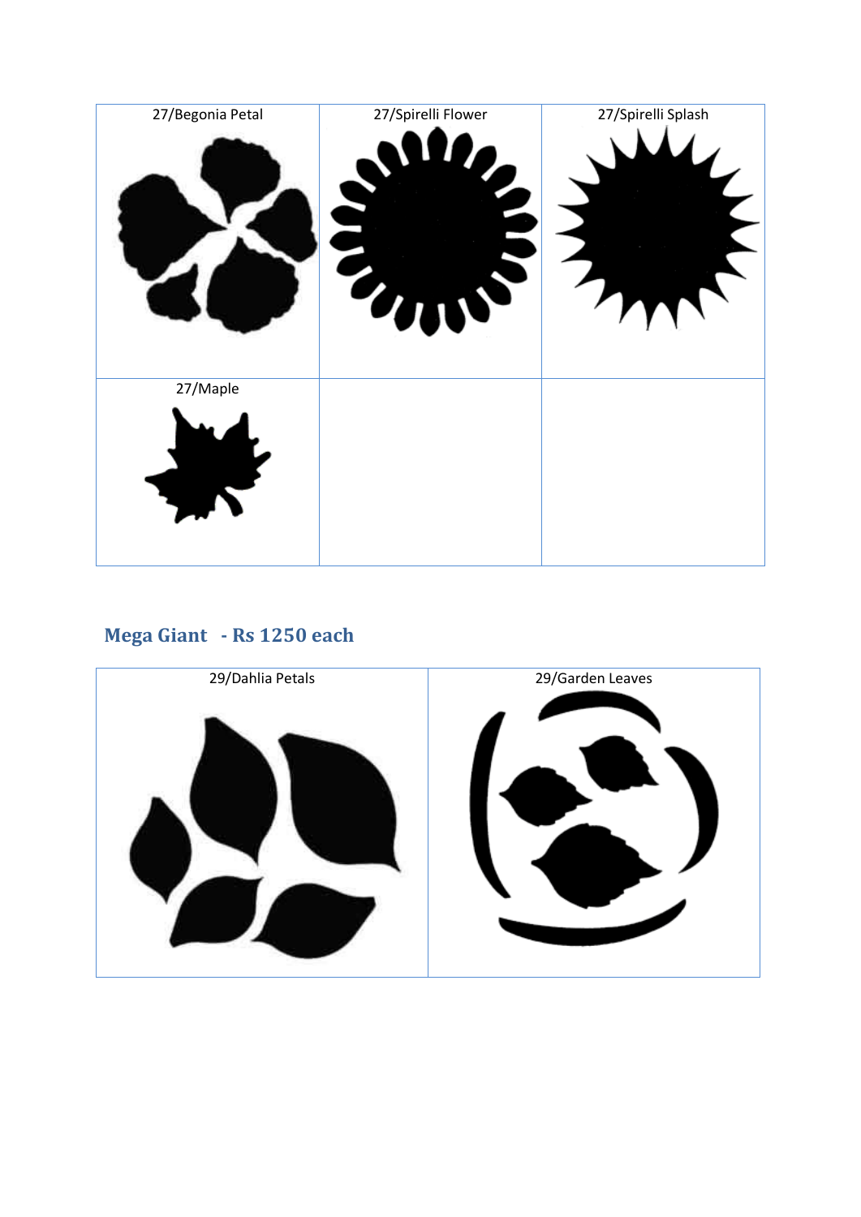| 27/Begonia Petal | 27/Spirelli Flower | 27/Spirelli Splash |
|---|---|---|
| 27/Maple | | |

## Mega Giant - Rs 1250 each

| 29/Dahlia Petals | 29/Garden Leaves |
|---|---|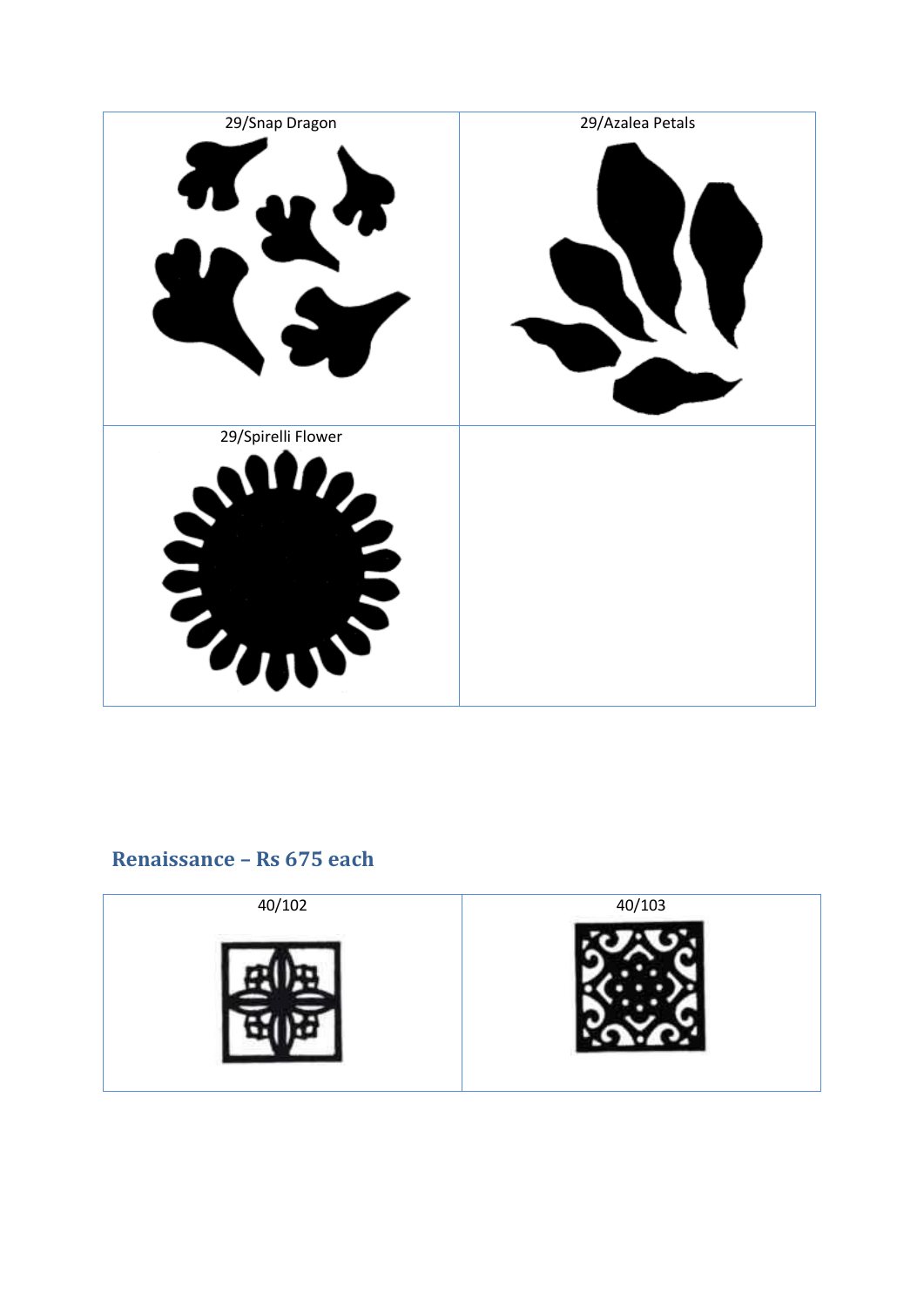| 29/Snap Dragon | 29/Azalea Petals |
| --- | --- |
| 29/Spirelli Flower | |

## Renaissance – Rs 675 each

| 40/102 | 40/103 |
| --- | --- |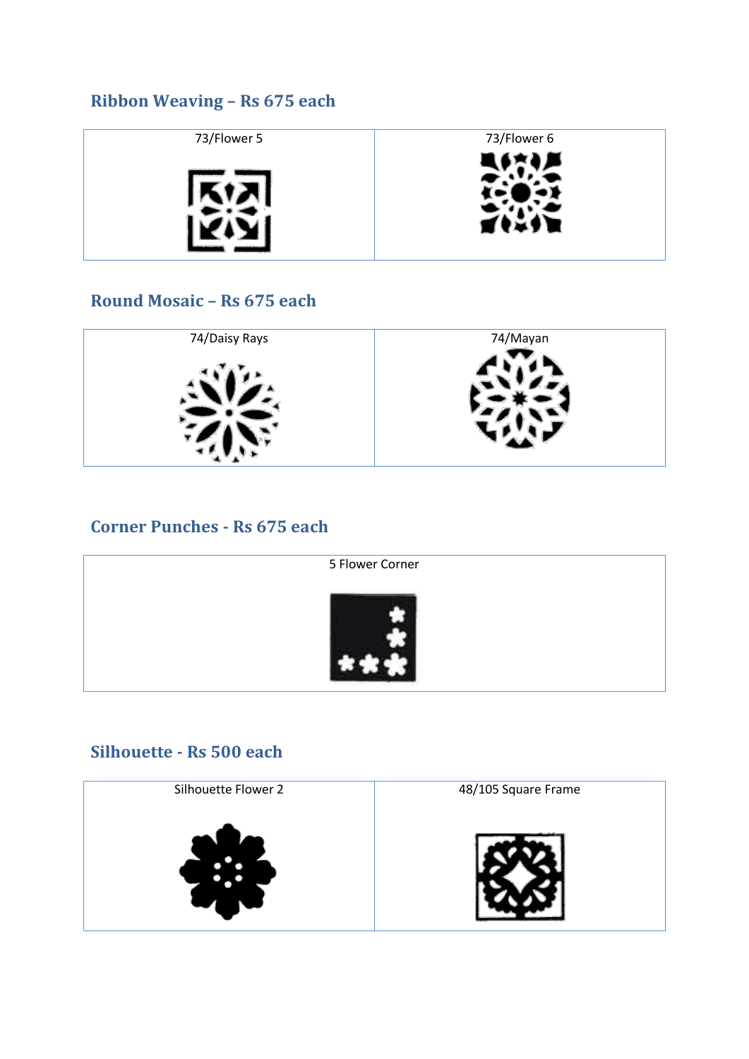## Ribbon Weaving – Rs 675 each

| 73/Flower 5 | 73/Flower 6 |
| --- | --- |

## Round Mosaic – Rs 675 each

| 74/Daisy Rays | 74/Mayan |
| --- | --- |

## Corner Punches - Rs 675 each

| 5 Flower Corner |
| --- |

## Silhouette - Rs 500 each

| Silhouette Flower 2 | 48/105 Square Frame |
| --- | --- |